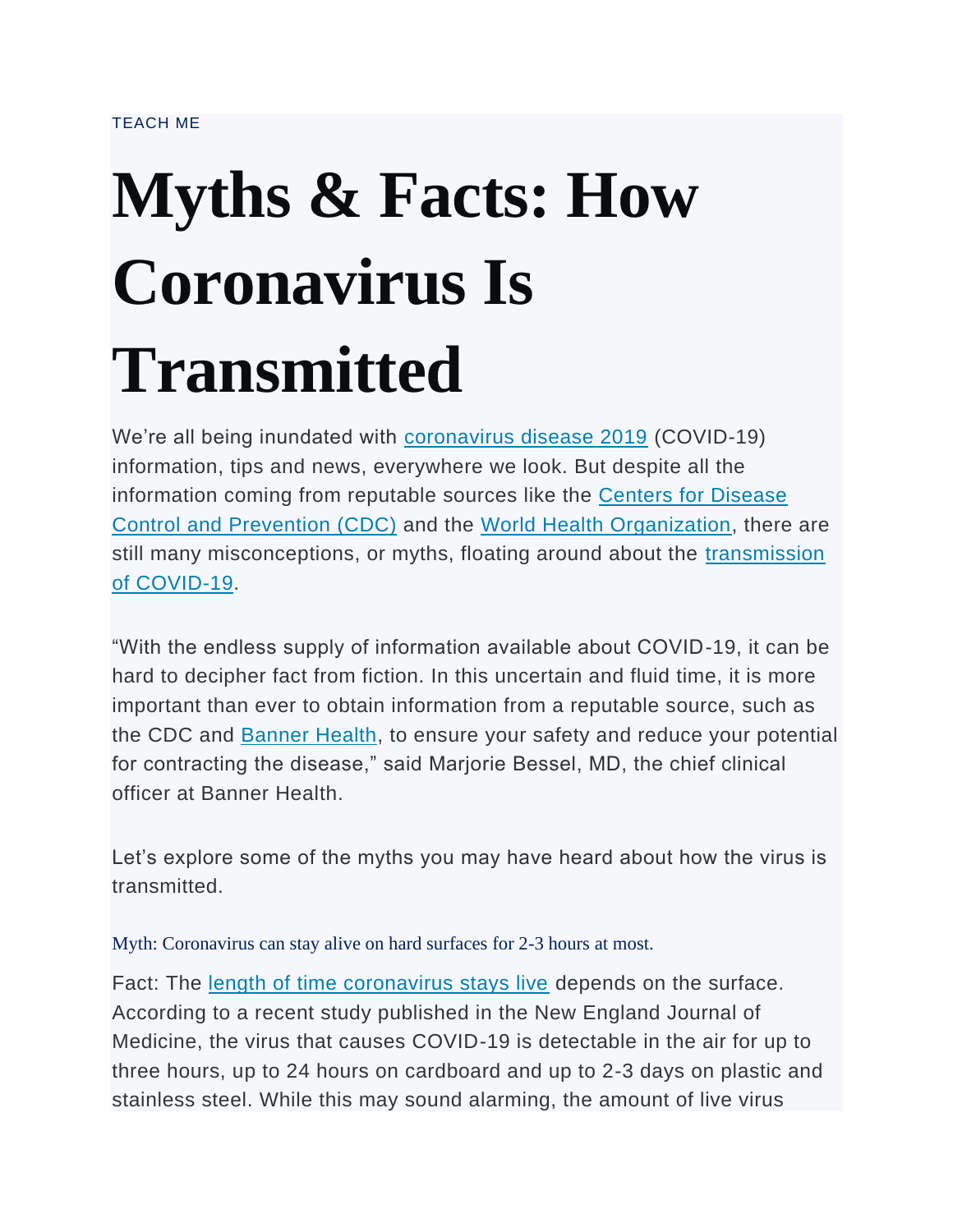TEACH ME

# Myths & Facts: How Coronavirus Is Transmitted

We're all being inundated with [coronavirus disease 2019](#) (COVID-19) information, tips and news, everywhere we look. But despite all the information coming from reputable sources like the [Centers for Disease Control and Prevention (CDC)](#) and the [World Health Organization](#), there are still many misconceptions, or myths, floating around about the [transmission of COVID-19](#).

"With the endless supply of information available about COVID-19, it can be hard to decipher fact from fiction. In this uncertain and fluid time, it is more important than ever to obtain information from a reputable source, such as the CDC and [Banner Health](#), to ensure your safety and reduce your potential for contracting the disease," said Marjorie Bessel, MD, the chief clinical officer at Banner Health.

Let's explore some of the myths you may have heard about how the virus is transmitted.

### Myth: Coronavirus can stay alive on hard surfaces for 2-3 hours at most.

Fact: The [length of time coronavirus stays live](#) depends on the surface. According to a recent study published in the New England Journal of Medicine, the virus that causes COVID-19 is detectable in the air for up to three hours, up to 24 hours on cardboard and up to 2-3 days on plastic and stainless steel. While this may sound alarming, the amount of live virus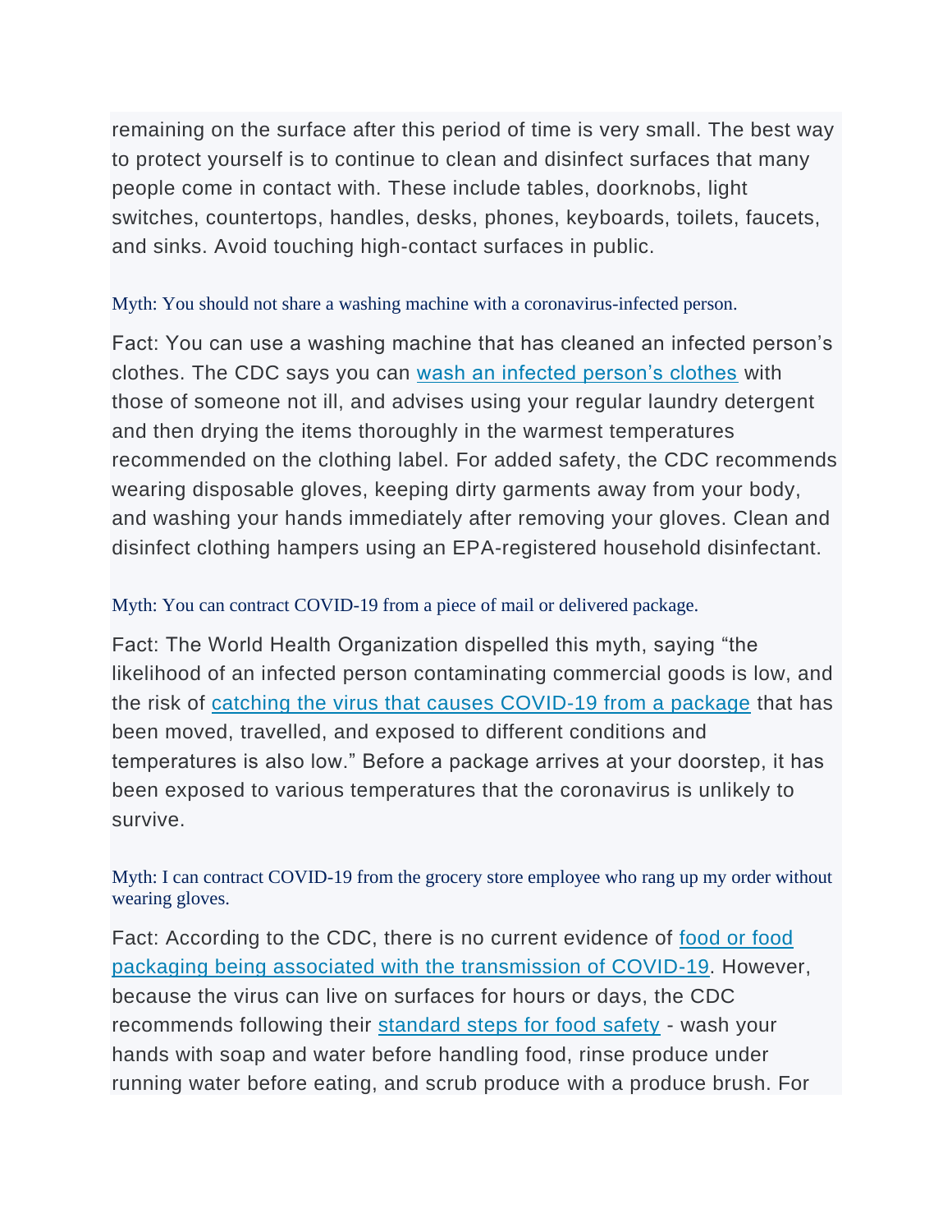remaining on the surface after this period of time is very small. The best way to protect yourself is to continue to clean and disinfect surfaces that many people come in contact with. These include tables, doorknobs, light switches, countertops, handles, desks, phones, keyboards, toilets, faucets, and sinks. Avoid touching high-contact surfaces in public.

### Myth: You should not share a washing machine with a coronavirus-infected person.

Fact: You can use a washing machine that has cleaned an infected person's clothes. The CDC says you can [wash an infected person's clothes]() with those of someone not ill, and advises using your regular laundry detergent and then drying the items thoroughly in the warmest temperatures recommended on the clothing label. For added safety, the CDC recommends wearing disposable gloves, keeping dirty garments away from your body, and washing your hands immediately after removing your gloves. Clean and disinfect clothing hampers using an EPA-registered household disinfectant.

### Myth: You can contract COVID-19 from a piece of mail or delivered package.

Fact: The World Health Organization dispelled this myth, saying "the likelihood of an infected person contaminating commercial goods is low, and the risk of [catching the virus that causes COVID-19 from a package]() that has been moved, travelled, and exposed to different conditions and temperatures is also low." Before a package arrives at your doorstep, it has been exposed to various temperatures that the coronavirus is unlikely to survive.

### Myth: I can contract COVID-19 from the grocery store employee who rang up my order without wearing gloves.

Fact: According to the CDC, there is no current evidence of [food or food packaging being associated with the transmission of COVID-19](). However, because the virus can live on surfaces for hours or days, the CDC recommends following their [standard steps for food safety]() - wash your hands with soap and water before handling food, rinse produce under running water before eating, and scrub produce with a produce brush. For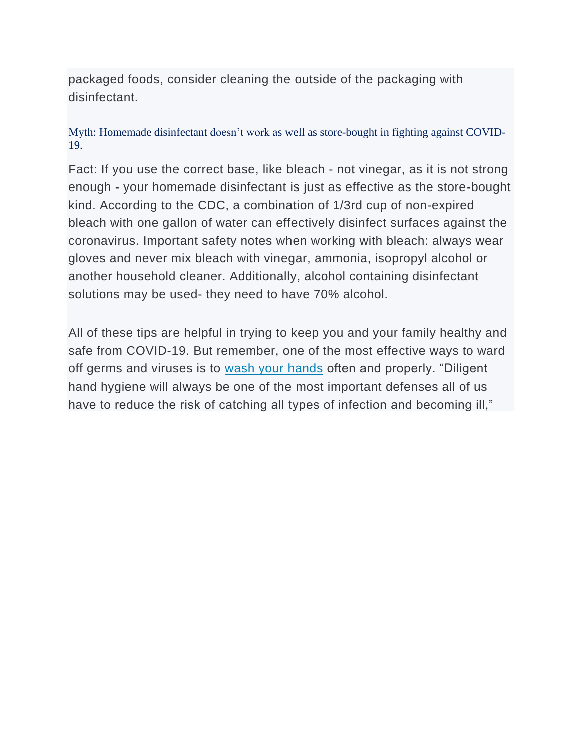packaged foods, consider cleaning the outside of the packaging with disinfectant.

### Myth: Homemade disinfectant doesn't work as well as store-bought in fighting against COVID-19.

Fact: If you use the correct base, like bleach - not vinegar, as it is not strong enough - your homemade disinfectant is just as effective as the store-bought kind. According to the CDC, a combination of 1/3rd cup of non-expired bleach with one gallon of water can effectively disinfect surfaces against the coronavirus. Important safety notes when working with bleach: always wear gloves and never mix bleach with vinegar, ammonia, isopropyl alcohol or another household cleaner. Additionally, alcohol containing disinfectant solutions may be used- they need to have 70% alcohol.

All of these tips are helpful in trying to keep you and your family healthy and safe from COVID-19. But remember, one of the most effective ways to ward off germs and viruses is to wash your hands often and properly. "Diligent hand hygiene will always be one of the most important defenses all of us have to reduce the risk of catching all types of infection and becoming ill,"